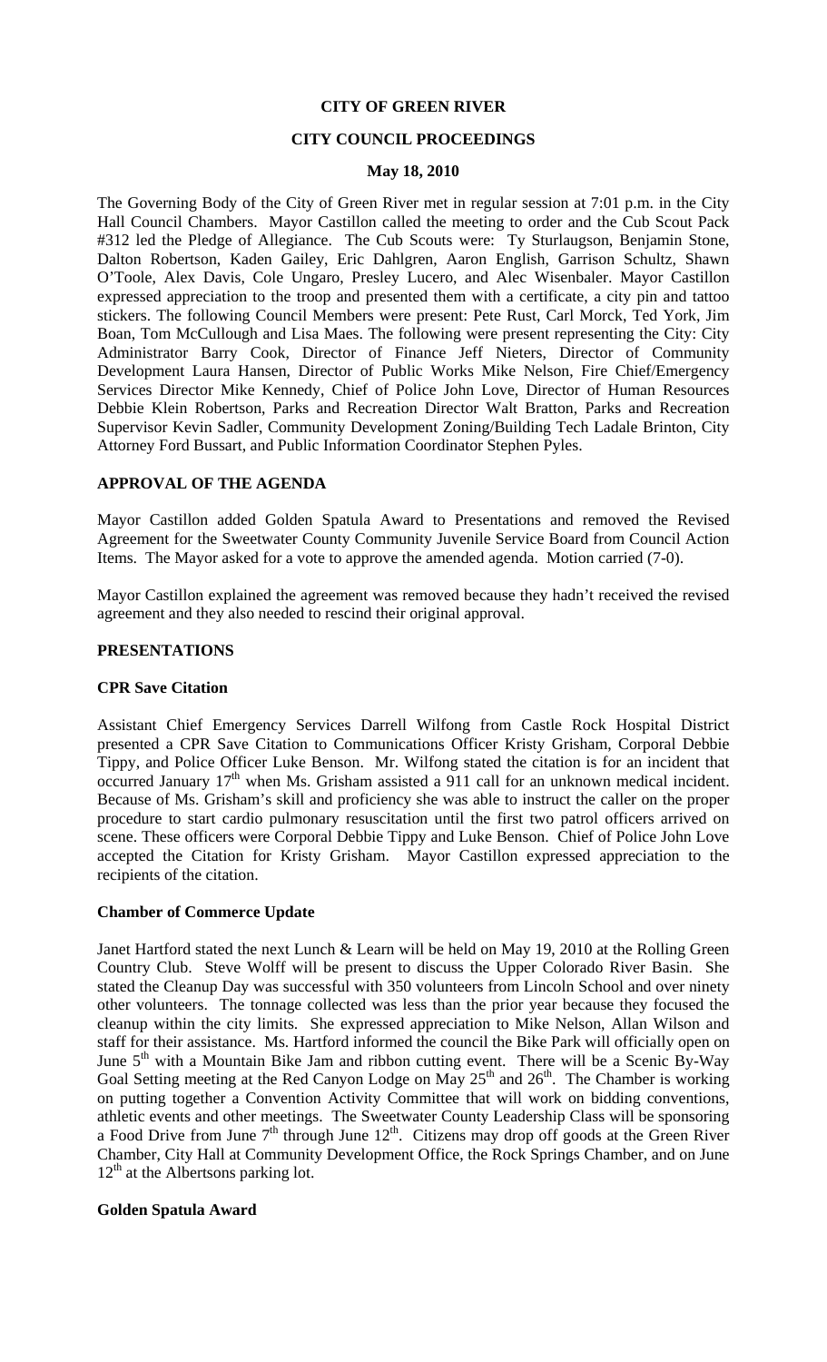**CITY OF GREEN RIVER**

**CITY COUNCIL PROCEEDINGS**

**May 18, 2010**

The Governing Body of the City of Green River met in regular session at 7:01 p.m. in the City Hall Council Chambers. Mayor Castillon called the meeting to order and the Cub Scout Pack #312 led the Pledge of Allegiance. The Cub Scouts were: Ty Sturlaugson, Benjamin Stone, Dalton Robertson, Kaden Gailey, Eric Dahlgren, Aaron English, Garrison Schultz, Shawn O'Toole, Alex Davis, Cole Ungaro, Presley Lucero, and Alec Wisenbaler. Mayor Castillon expressed appreciation to the troop and presented them with a certificate, a city pin and tattoo stickers. The following Council Members were present: Pete Rust, Carl Morck, Ted York, Jim Boan, Tom McCullough and Lisa Maes. The following were present representing the City: City Administrator Barry Cook, Director of Finance Jeff Nieters, Director of Community Development Laura Hansen, Director of Public Works Mike Nelson, Fire Chief/Emergency Services Director Mike Kennedy, Chief of Police John Love, Director of Human Resources Debbie Klein Robertson, Parks and Recreation Director Walt Bratton, Parks and Recreation Supervisor Kevin Sadler, Community Development Zoning/Building Tech Ladale Brinton, City Attorney Ford Bussart, and Public Information Coordinator Stephen Pyles.

**APPROVAL OF THE AGENDA**

Mayor Castillon added Golden Spatula Award to Presentations and removed the Revised Agreement for the Sweetwater County Community Juvenile Service Board from Council Action Items. The Mayor asked for a vote to approve the amended agenda. Motion carried (7-0).

Mayor Castillon explained the agreement was removed because they hadn't received the revised agreement and they also needed to rescind their original approval.

**PRESENTATIONS**

**CPR Save Citation**

Assistant Chief Emergency Services Darrell Wilfong from Castle Rock Hospital District presented a CPR Save Citation to Communications Officer Kristy Grisham, Corporal Debbie Tippy, and Police Officer Luke Benson. Mr. Wilfong stated the citation is for an incident that occurred January 17th when Ms. Grisham assisted a 911 call for an unknown medical incident. Because of Ms. Grisham's skill and proficiency she was able to instruct the caller on the proper procedure to start cardio pulmonary resuscitation until the first two patrol officers arrived on scene. These officers were Corporal Debbie Tippy and Luke Benson. Chief of Police John Love accepted the Citation for Kristy Grisham. Mayor Castillon expressed appreciation to the recipients of the citation.

**Chamber of Commerce Update**

Janet Hartford stated the next Lunch & Learn will be held on May 19, 2010 at the Rolling Green Country Club. Steve Wolff will be present to discuss the Upper Colorado River Basin. She stated the Cleanup Day was successful with 350 volunteers from Lincoln School and over ninety other volunteers. The tonnage collected was less than the prior year because they focused the cleanup within the city limits. She expressed appreciation to Mike Nelson, Allan Wilson and staff for their assistance. Ms. Hartford informed the council the Bike Park will officially open on June 5th with a Mountain Bike Jam and ribbon cutting event. There will be a Scenic By-Way Goal Setting meeting at the Red Canyon Lodge on May 25th and 26th. The Chamber is working on putting together a Convention Activity Committee that will work on bidding conventions, athletic events and other meetings. The Sweetwater County Leadership Class will be sponsoring a Food Drive from June 7th through June 12th. Citizens may drop off goods at the Green River Chamber, City Hall at Community Development Office, the Rock Springs Chamber, and on June 12th at the Albertsons parking lot.

**Golden Spatula Award**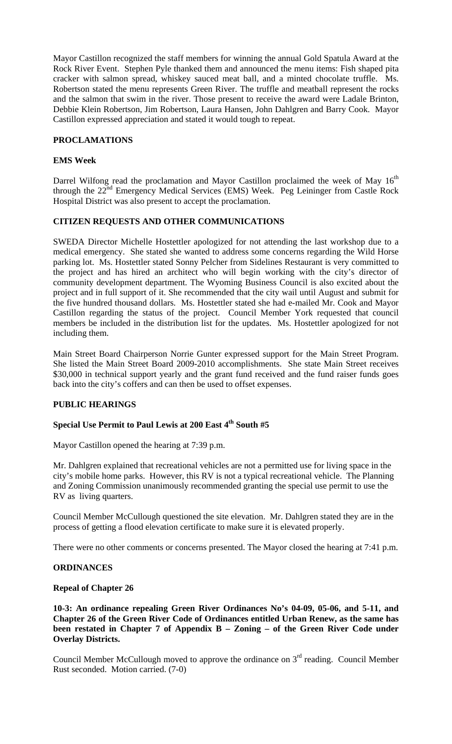Mayor Castillon recognized the staff members for winning the annual Gold Spatula Award at the Rock River Event. Stephen Pyle thanked them and announced the menu items: Fish shaped pita cracker with salmon spread, whiskey sauced meat ball, and a minted chocolate truffle. Ms. Robertson stated the menu represents Green River. The truffle and meatball represent the rocks and the salmon that swim in the river. Those present to receive the award were Ladale Brinton, Debbie Klein Robertson, Jim Robertson, Laura Hansen, John Dahlgren and Barry Cook. Mayor Castillon expressed appreciation and stated it would tough to repeat.

## PROCLAMATIONS

### EMS Week

Darrel Wilfong read the proclamation and Mayor Castillon proclaimed the week of May 16th through the 22nd Emergency Medical Services (EMS) Week. Peg Leininger from Castle Rock Hospital District was also present to accept the proclamation.

## CITIZEN REQUESTS AND OTHER COMMUNICATIONS

SWEDA Director Michelle Hostettler apologized for not attending the last workshop due to a medical emergency. She stated she wanted to address some concerns regarding the Wild Horse parking lot. Ms. Hostettler stated Sonny Pelcher from Sidelines Restaurant is very committed to the project and has hired an architect who will begin working with the city's director of community development department. The Wyoming Business Council is also excited about the project and in full support of it. She recommended that the city wail until August and submit for the five hundred thousand dollars. Ms. Hostettler stated she had e-mailed Mr. Cook and Mayor Castillon regarding the status of the project. Council Member York requested that council members be included in the distribution list for the updates. Ms. Hostettler apologized for not including them.

Main Street Board Chairperson Norrie Gunter expressed support for the Main Street Program. She listed the Main Street Board 2009-2010 accomplishments. She state Main Street receives $30,000 in technical support yearly and the grant fund received and the fund raiser funds goes back into the city's coffers and can then be used to offset expenses.

## PUBLIC HEARINGS

### Special Use Permit to Paul Lewis at 200 East 4th South #5

Mayor Castillon opened the hearing at 7:39 p.m.

Mr. Dahlgren explained that recreational vehicles are not a permitted use for living space in the city's mobile home parks. However, this RV is not a typical recreational vehicle. The Planning and Zoning Commission unanimously recommended granting the special use permit to use the RV as living quarters.

Council Member McCullough questioned the site elevation. Mr. Dahlgren stated they are in the process of getting a flood elevation certificate to make sure it is elevated properly.

There were no other comments or concerns presented. The Mayor closed the hearing at 7:41 p.m.

## ORDINANCES

### Repeal of Chapter 26

**10-3: An ordinance repealing Green River Ordinances No's 04-09, 05-06, and 5-11, and Chapter 26 of the Green River Code of Ordinances entitled Urban Renew, as the same has been restated in Chapter 7 of Appendix B – Zoning – of the Green River Code under Overlay Districts.**

Council Member McCullough moved to approve the ordinance on 3rd reading. Council Member Rust seconded. Motion carried. (7-0)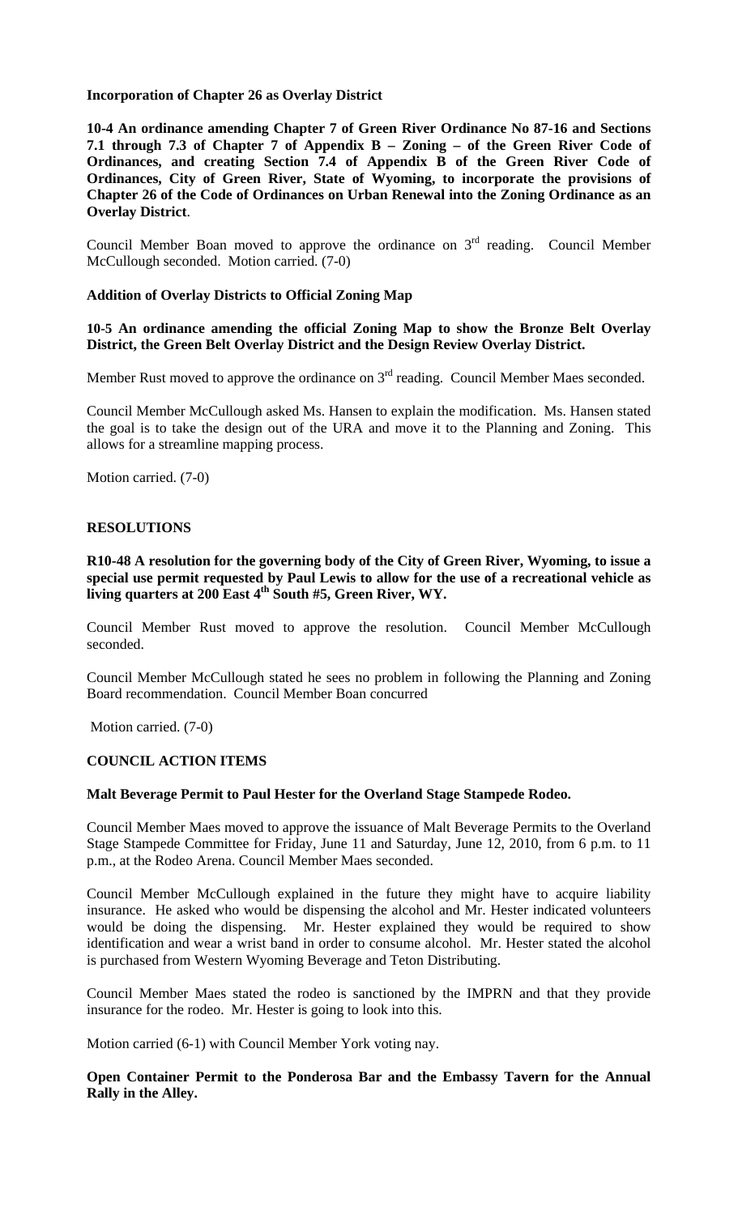**Incorporation of Chapter 26 as Overlay District**

**10-4 An ordinance amending Chapter 7 of Green River Ordinance No 87-16 and Sections 7.1 through 7.3 of Chapter 7 of Appendix B – Zoning – of the Green River Code of Ordinances, and creating Section 7.4 of Appendix B of the Green River Code of Ordinances, City of Green River, State of Wyoming, to incorporate the provisions of Chapter 26 of the Code of Ordinances on Urban Renewal into the Zoning Ordinance as an Overlay District**.

Council Member Boan moved to approve the ordinance on 3rd reading. Council Member McCullough seconded. Motion carried. (7-0)

**Addition of Overlay Districts to Official Zoning Map**

**10-5 An ordinance amending the official Zoning Map to show the Bronze Belt Overlay District, the Green Belt Overlay District and the Design Review Overlay District.**

Member Rust moved to approve the ordinance on 3rd reading. Council Member Maes seconded.

Council Member McCullough asked Ms. Hansen to explain the modification. Ms. Hansen stated the goal is to take the design out of the URA and move it to the Planning and Zoning. This allows for a streamline mapping process.

Motion carried. (7-0)

**RESOLUTIONS**

**R10-48 A resolution for the governing body of the City of Green River, Wyoming, to issue a special use permit requested by Paul Lewis to allow for the use of a recreational vehicle as living quarters at 200 East 4th South #5, Green River, WY.**

Council Member Rust moved to approve the resolution. Council Member McCullough seconded.

Council Member McCullough stated he sees no problem in following the Planning and Zoning Board recommendation. Council Member Boan concurred

Motion carried. (7-0)

**COUNCIL ACTION ITEMS**

**Malt Beverage Permit to Paul Hester for the Overland Stage Stampede Rodeo.**

Council Member Maes moved to approve the issuance of Malt Beverage Permits to the Overland Stage Stampede Committee for Friday, June 11 and Saturday, June 12, 2010, from 6 p.m. to 11 p.m., at the Rodeo Arena. Council Member Maes seconded.

Council Member McCullough explained in the future they might have to acquire liability insurance. He asked who would be dispensing the alcohol and Mr. Hester indicated volunteers would be doing the dispensing. Mr. Hester explained they would be required to show identification and wear a wrist band in order to consume alcohol. Mr. Hester stated the alcohol is purchased from Western Wyoming Beverage and Teton Distributing.

Council Member Maes stated the rodeo is sanctioned by the IMPRN and that they provide insurance for the rodeo. Mr. Hester is going to look into this.

Motion carried (6-1) with Council Member York voting nay.

**Open Container Permit to the Ponderosa Bar and the Embassy Tavern for the Annual Rally in the Alley.**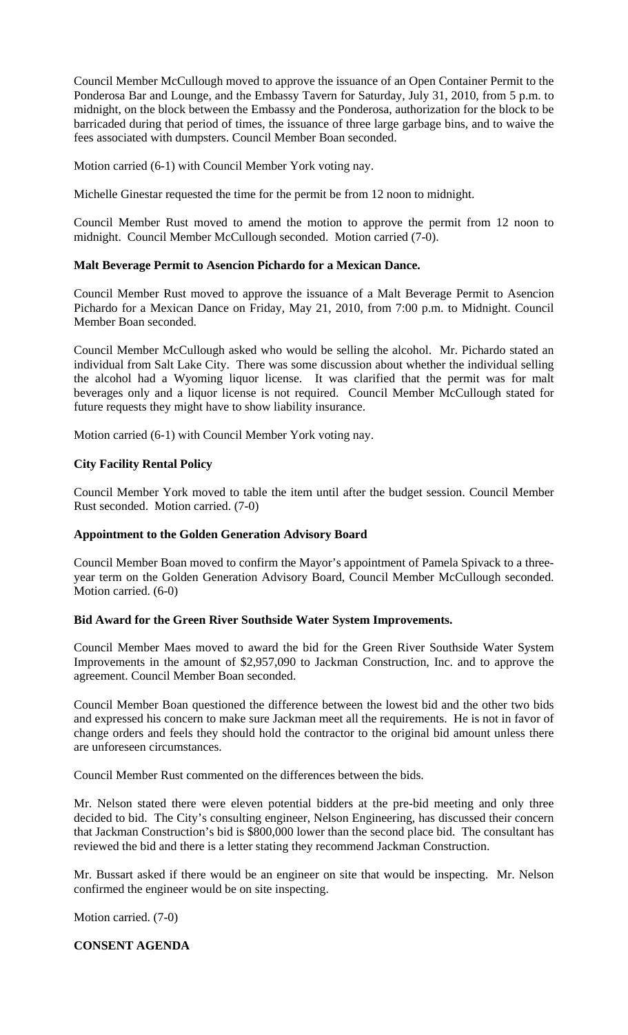Council Member McCullough moved to approve the issuance of an Open Container Permit to the Ponderosa Bar and Lounge, and the Embassy Tavern for Saturday, July 31, 2010, from 5 p.m. to midnight, on the block between the Embassy and the Ponderosa, authorization for the block to be barricaded during that period of times, the issuance of three large garbage bins, and to waive the fees associated with dumpsters. Council Member Boan seconded.

Motion carried (6-1) with Council Member York voting nay.

Michelle Ginestar requested the time for the permit be from 12 noon to midnight.

Council Member Rust moved to amend the motion to approve the permit from 12 noon to midnight. Council Member McCullough seconded. Motion carried (7-0).

**Malt Beverage Permit to Asencion Pichardo for a Mexican Dance.**

Council Member Rust moved to approve the issuance of a Malt Beverage Permit to Asencion Pichardo for a Mexican Dance on Friday, May 21, 2010, from 7:00 p.m. to Midnight. Council Member Boan seconded.

Council Member McCullough asked who would be selling the alcohol. Mr. Pichardo stated an individual from Salt Lake City. There was some discussion about whether the individual selling the alcohol had a Wyoming liquor license. It was clarified that the permit was for malt beverages only and a liquor license is not required. Council Member McCullough stated for future requests they might have to show liability insurance.

Motion carried (6-1) with Council Member York voting nay.

**City Facility Rental Policy**

Council Member York moved to table the item until after the budget session. Council Member Rust seconded. Motion carried. (7-0)

**Appointment to the Golden Generation Advisory Board**

Council Member Boan moved to confirm the Mayor's appointment of Pamela Spivack to a three-year term on the Golden Generation Advisory Board, Council Member McCullough seconded. Motion carried. (6-0)

**Bid Award for the Green River Southside Water System Improvements.**

Council Member Maes moved to award the bid for the Green River Southside Water System Improvements in the amount of $2,957,090 to Jackman Construction, Inc. and to approve the agreement. Council Member Boan seconded.

Council Member Boan questioned the difference between the lowest bid and the other two bids and expressed his concern to make sure Jackman meet all the requirements. He is not in favor of change orders and feels they should hold the contractor to the original bid amount unless there are unforeseen circumstances.

Council Member Rust commented on the differences between the bids.

Mr. Nelson stated there were eleven potential bidders at the pre-bid meeting and only three decided to bid. The City's consulting engineer, Nelson Engineering, has discussed their concern that Jackman Construction's bid is $800,000 lower than the second place bid. The consultant has reviewed the bid and there is a letter stating they recommend Jackman Construction.

Mr. Bussart asked if there would be an engineer on site that would be inspecting. Mr. Nelson confirmed the engineer would be on site inspecting.

Motion carried. (7-0)

**CONSENT AGENDA**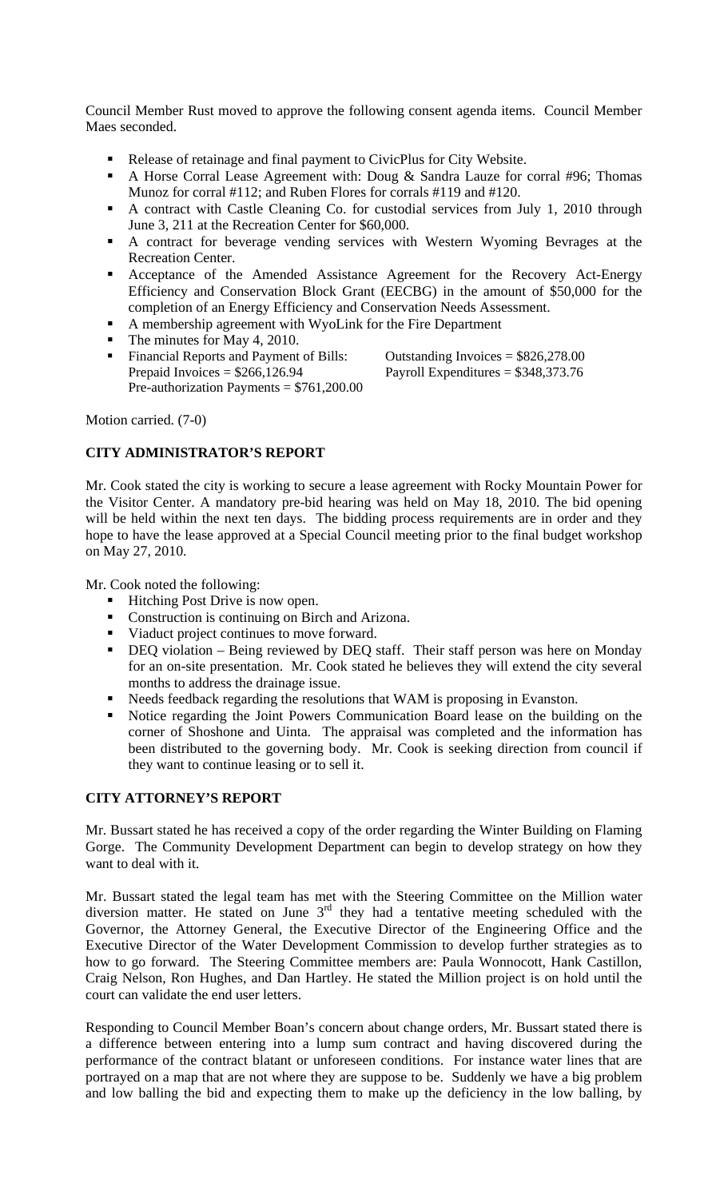Council Member Rust moved to approve the following consent agenda items. Council Member Maes seconded.

- Release of retainage and final payment to CivicPlus for City Website.
- A Horse Corral Lease Agreement with: Doug & Sandra Lauze for corral #96; Thomas Munoz for corral #112; and Ruben Flores for corrals #119 and #120.
- A contract with Castle Cleaning Co. for custodial services from July 1, 2010 through June 3, 211 at the Recreation Center for $60,000.
- A contract for beverage vending services with Western Wyoming Bevrages at the Recreation Center.
- Acceptance of the Amended Assistance Agreement for the Recovery Act-Energy Efficiency and Conservation Block Grant (EECBG) in the amount of $50,000 for the completion of an Energy Efficiency and Conservation Needs Assessment.
- A membership agreement with WyoLink for the Fire Department
- The minutes for May 4, 2010.
- Financial Reports and Payment of Bills: Outstanding Invoices = $826,278.00
  Prepaid Invoices = $266,126.94 Payroll Expenditures = $348,373.76
  Pre-authorization Payments = $761,200.00

Motion carried. (7-0)

**CITY ADMINISTRATOR'S REPORT**

Mr. Cook stated the city is working to secure a lease agreement with Rocky Mountain Power for the Visitor Center. A mandatory pre-bid hearing was held on May 18, 2010. The bid opening will be held within the next ten days. The bidding process requirements are in order and they hope to have the lease approved at a Special Council meeting prior to the final budget workshop on May 27, 2010.

Mr. Cook noted the following:

- Hitching Post Drive is now open.
- Construction is continuing on Birch and Arizona.
- Viaduct project continues to move forward.
- DEQ violation – Being reviewed by DEQ staff. Their staff person was here on Monday for an on-site presentation. Mr. Cook stated he believes they will extend the city several months to address the drainage issue.
- Needs feedback regarding the resolutions that WAM is proposing in Evanston.
- Notice regarding the Joint Powers Communication Board lease on the building on the corner of Shoshone and Uinta. The appraisal was completed and the information has been distributed to the governing body. Mr. Cook is seeking direction from council if they want to continue leasing or to sell it.

**CITY ATTORNEY'S REPORT**

Mr. Bussart stated he has received a copy of the order regarding the Winter Building on Flaming Gorge. The Community Development Department can begin to develop strategy on how they want to deal with it.

Mr. Bussart stated the legal team has met with the Steering Committee on the Million water diversion matter. He stated on June 3rd they had a tentative meeting scheduled with the Governor, the Attorney General, the Executive Director of the Engineering Office and the Executive Director of the Water Development Commission to develop further strategies as to how to go forward. The Steering Committee members are: Paula Wonnocott, Hank Castillon, Craig Nelson, Ron Hughes, and Dan Hartley. He stated the Million project is on hold until the court can validate the end user letters.

Responding to Council Member Boan's concern about change orders, Mr. Bussart stated there is a difference between entering into a lump sum contract and having discovered during the performance of the contract blatant or unforeseen conditions. For instance water lines that are portrayed on a map that are not where they are suppose to be. Suddenly we have a big problem and low balling the bid and expecting them to make up the deficiency in the low balling, by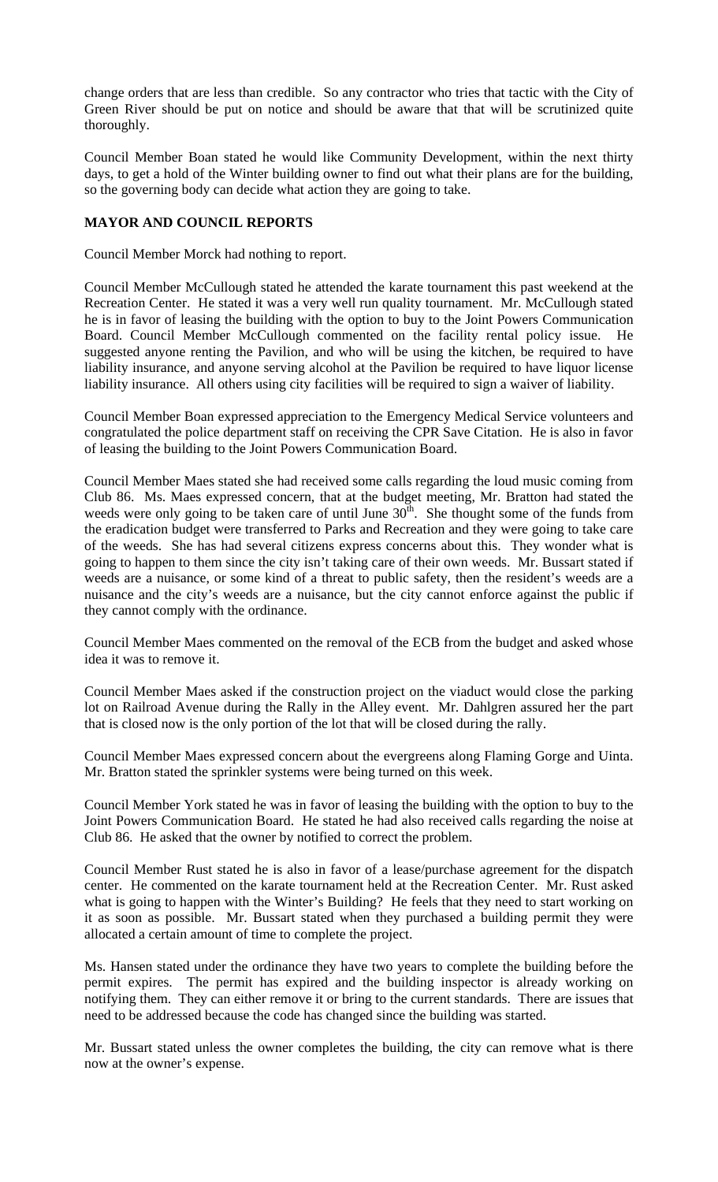change orders that are less than credible. So any contractor who tries that tactic with the City of Green River should be put on notice and should be aware that that will be scrutinized quite thoroughly.

Council Member Boan stated he would like Community Development, within the next thirty days, to get a hold of the Winter building owner to find out what their plans are for the building, so the governing body can decide what action they are going to take.

## MAYOR AND COUNCIL REPORTS

Council Member Morck had nothing to report.

Council Member McCullough stated he attended the karate tournament this past weekend at the Recreation Center. He stated it was a very well run quality tournament. Mr. McCullough stated he is in favor of leasing the building with the option to buy to the Joint Powers Communication Board. Council Member McCullough commented on the facility rental policy issue. He suggested anyone renting the Pavilion, and who will be using the kitchen, be required to have liability insurance, and anyone serving alcohol at the Pavilion be required to have liquor license liability insurance. All others using city facilities will be required to sign a waiver of liability.

Council Member Boan expressed appreciation to the Emergency Medical Service volunteers and congratulated the police department staff on receiving the CPR Save Citation. He is also in favor of leasing the building to the Joint Powers Communication Board.

Council Member Maes stated she had received some calls regarding the loud music coming from Club 86. Ms. Maes expressed concern, that at the budget meeting, Mr. Bratton had stated the weeds were only going to be taken care of until June 30th. She thought some of the funds from the eradication budget were transferred to Parks and Recreation and they were going to take care of the weeds. She has had several citizens express concerns about this. They wonder what is going to happen to them since the city isn't taking care of their own weeds. Mr. Bussart stated if weeds are a nuisance, or some kind of a threat to public safety, then the resident's weeds are a nuisance and the city's weeds are a nuisance, but the city cannot enforce against the public if they cannot comply with the ordinance.

Council Member Maes commented on the removal of the ECB from the budget and asked whose idea it was to remove it.

Council Member Maes asked if the construction project on the viaduct would close the parking lot on Railroad Avenue during the Rally in the Alley event. Mr. Dahlgren assured her the part that is closed now is the only portion of the lot that will be closed during the rally.

Council Member Maes expressed concern about the evergreens along Flaming Gorge and Uinta. Mr. Bratton stated the sprinkler systems were being turned on this week.

Council Member York stated he was in favor of leasing the building with the option to buy to the Joint Powers Communication Board. He stated he had also received calls regarding the noise at Club 86. He asked that the owner by notified to correct the problem.

Council Member Rust stated he is also in favor of a lease/purchase agreement for the dispatch center. He commented on the karate tournament held at the Recreation Center. Mr. Rust asked what is going to happen with the Winter's Building? He feels that they need to start working on it as soon as possible. Mr. Bussart stated when they purchased a building permit they were allocated a certain amount of time to complete the project.

Ms. Hansen stated under the ordinance they have two years to complete the building before the permit expires. The permit has expired and the building inspector is already working on notifying them. They can either remove it or bring to the current standards. There are issues that need to be addressed because the code has changed since the building was started.

Mr. Bussart stated unless the owner completes the building, the city can remove what is there now at the owner's expense.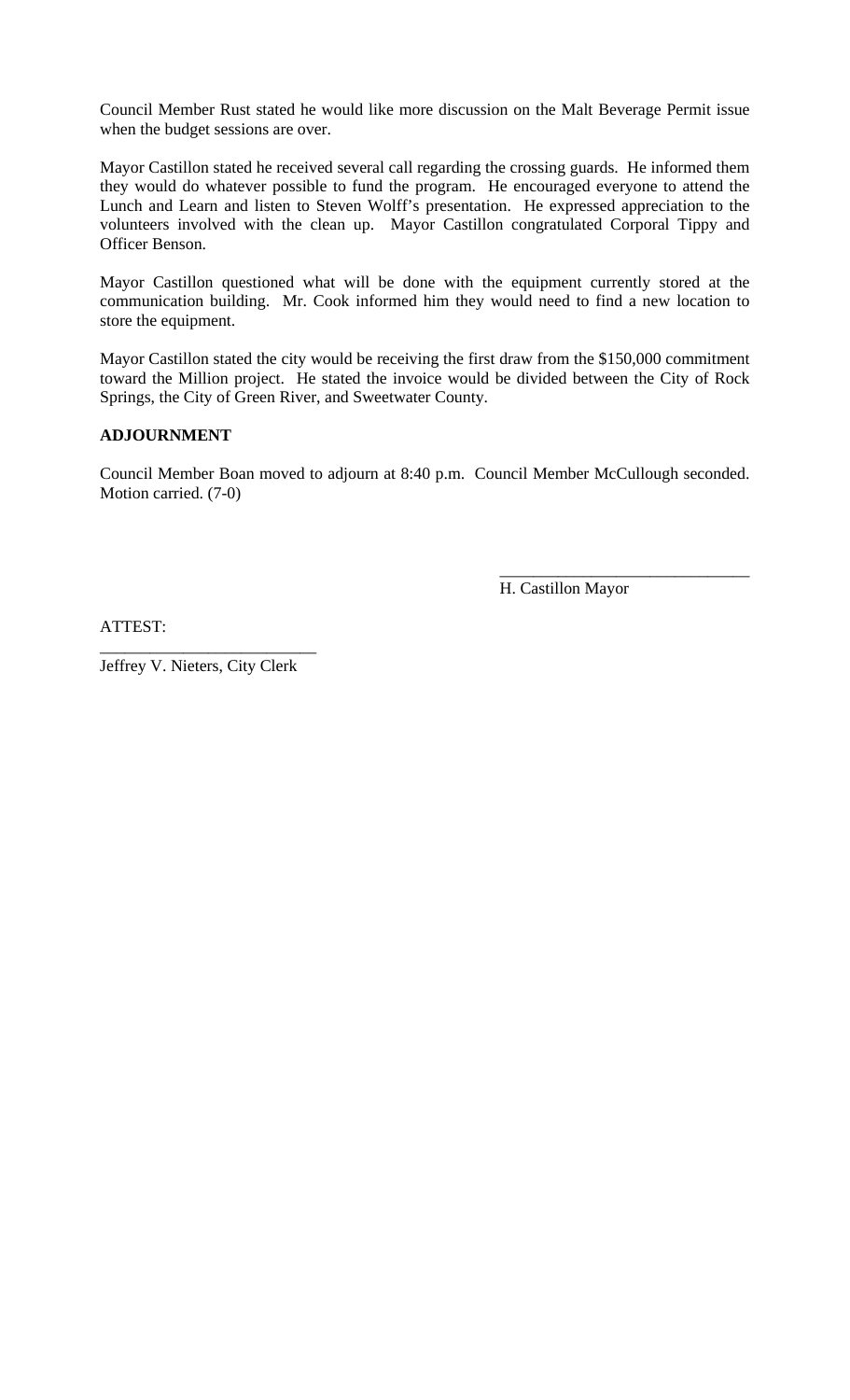Council Member Rust stated he would like more discussion on the Malt Beverage Permit issue when the budget sessions are over.

Mayor Castillon stated he received several call regarding the crossing guards. He informed them they would do whatever possible to fund the program. He encouraged everyone to attend the Lunch and Learn and listen to Steven Wolff's presentation. He expressed appreciation to the volunteers involved with the clean up. Mayor Castillon congratulated Corporal Tippy and Officer Benson.

Mayor Castillon questioned what will be done with the equipment currently stored at the communication building. Mr. Cook informed him they would need to find a new location to store the equipment.

Mayor Castillon stated the city would be receiving the first draw from the $150,000 commitment toward the Million project. He stated the invoice would be divided between the City of Rock Springs, the City of Green River, and Sweetwater County.

**ADJOURNMENT**

Council Member Boan moved to adjourn at 8:40 p.m. Council Member McCullough seconded. Motion carried. (7-0)

\_\_\_\_\_\_\_\_\_\_\_\_\_\_\_\_\_\_\_\_\_\_\_\_\_\_\_\_\_\_
H. Castillon Mayor

ATTEST:

\_\_\_\_\_\_\_\_\_\_\_\_\_\_\_\_\_\_\_\_\_\_\_\_\_\_
Jeffrey V. Nieters, City Clerk